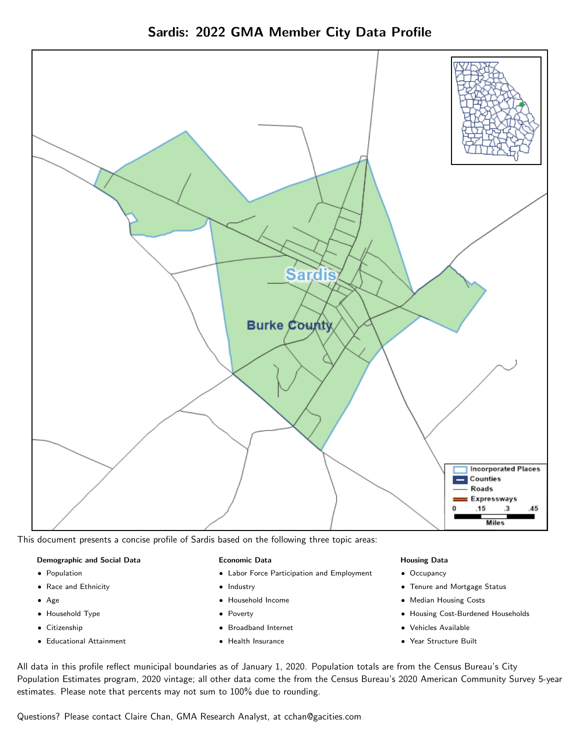# Sardis: 2022 GMA Member City Data Profile

This document presents a concise profile of Sardis based on the following three topic areas:

**Demographic and Social Data**

- Population
- Race and Ethnicity
- Age
- Household Type
- Citizenship
- Educational Attainment

**Economic Data**

- Labor Force Participation and Employment
- Industry
- Household Income
- Poverty
- Broadband Internet
- Health Insurance

**Housing Data**

- Occupancy
- Tenure and Mortgage Status
- Median Housing Costs
- Housing Cost-Burdened Households
- Vehicles Available
- Year Structure Built

All data in this profile reflect municipal boundaries as of January 1, 2020. Population totals are from the Census Bureau's City Population Estimates program, 2020 vintage; all other data come the from the Census Bureau's 2020 American Community Survey 5-year estimates. Please note that percents may not sum to 100% due to rounding.

Questions? Please contact Claire Chan, GMA Research Analyst, at cchan@gacities.com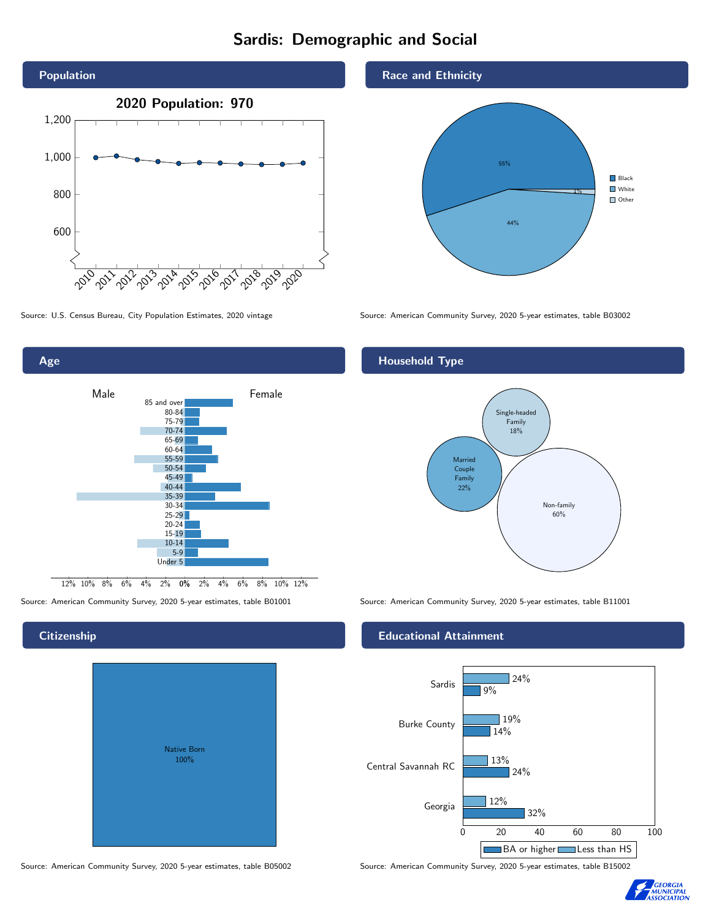# Sardis: Demographic and Social

## Population

**2020 Population: 970**

| Year | Population |
|---|---|
| 2010 | 1,000 |
| 2011 | 1,008 |
| 2012 | 988 |
| 2013 | 978 |
| 2014 | 969 |
| 2015 | 973 |
| 2016 | 970 |
| 2017 | 966 |
| 2018 | 963 |
| 2019 | 964 |
| 2020 | 970 |

Source: U.S. Census Bureau, City Population Estimates, 2020 vintage

## Race and Ethnicity

| Race | Percent |
|---|---|
| Black | 55% |
| White | 44% |
| Other | 1% |

Source: American Community Survey, 2020 5-year estimates, table B03002

## Age

Male / Female

Age groups: 85 and over, 80-84, 75-79, 70-74, 65-69, 60-64, 55-59, 50-54, 45-49, 40-44, 35-39, 30-34, 25-29, 20-24, 15-19, 10-14, 5-9, Under 5

Source: American Community Survey, 2020 5-year estimates, table B01001

## Household Type

| Household Type | Percent |
|---|---|
| Single-headed Family | 18% |
| Married Couple Family | 22% |
| Non-family | 60% |

Source: American Community Survey, 2020 5-year estimates, table B11001

## Citizenship

| Citizenship | Percent |
|---|---|
| Native Born | 100% |

Source: American Community Survey, 2020 5-year estimates, table B05002

## Educational Attainment

| Area | Less than HS | BA or higher |
|---|---|---|
| Sardis | 24% | 9% |
| Burke County | 19% | 14% |
| Central Savannah RC | 13% | 24% |
| Georgia | 12% | 32% |

Source: American Community Survey, 2020 5-year estimates, table B15002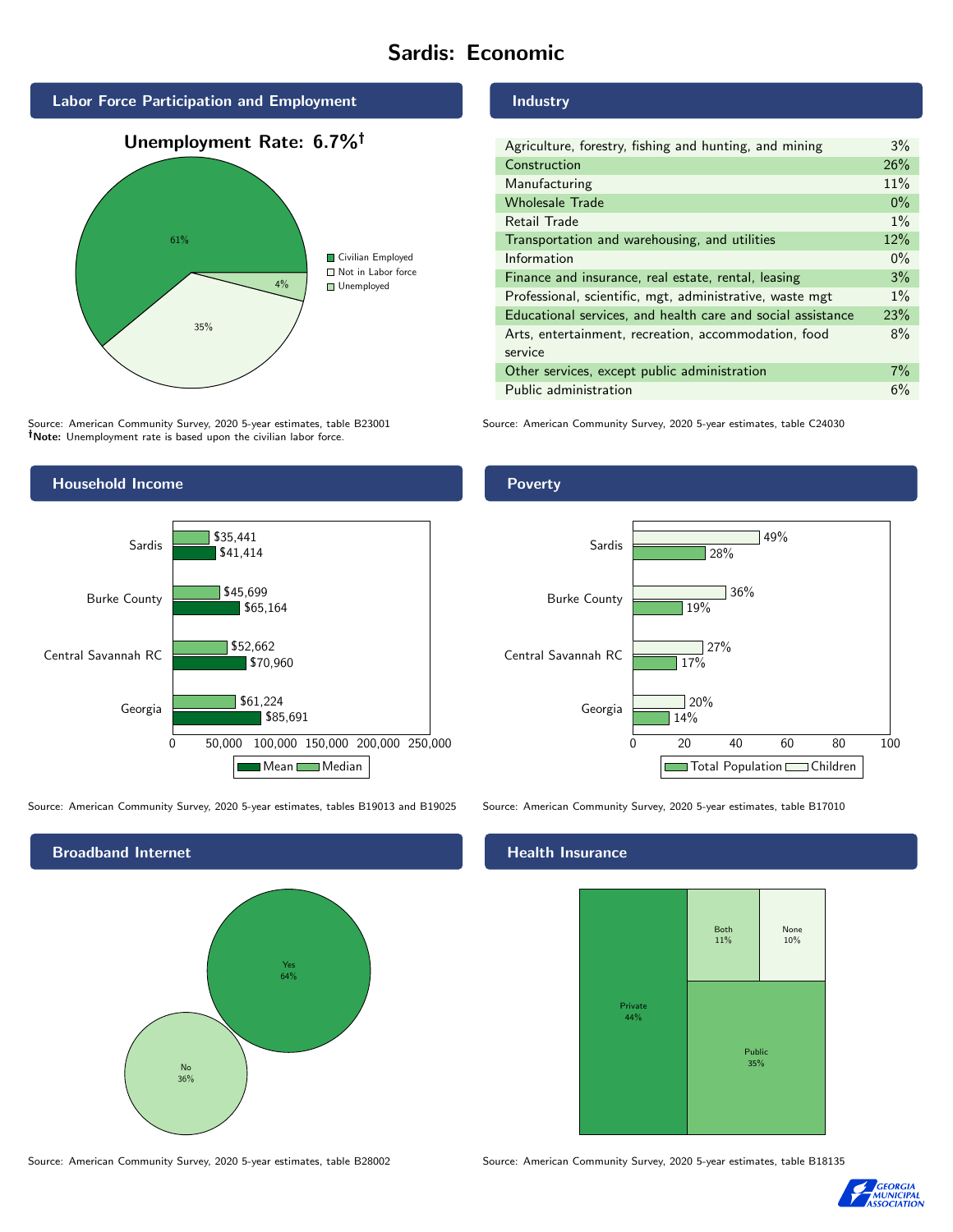# Sardis: Economic

## Labor Force Participation and Employment

**Unemployment Rate: 6.7%†**

| Category | Percent |
|---|---|
| Civilian Employed | 61% |
| Not in Labor force | 35% |
| Unemployed | 4% |

Source: American Community Survey, 2020 5-year estimates, table B23001
**†Note:** Unemployment rate is based upon the civilian labor force.

## Industry

| Industry | Percent |
|---|---|
| Agriculture, forestry, fishing and hunting, and mining | 3% |
| Construction | 26% |
| Manufacturing | 11% |
| Wholesale Trade | 0% |
| Retail Trade | 1% |
| Transportation and warehousing, and utilities | 12% |
| Information | 0% |
| Finance and insurance, real estate, rental, leasing | 3% |
| Professional, scientific, mgt, administrative, waste mgt | 1% |
| Educational services, and health care and social assistance | 23% |
| Arts, entertainment, recreation, accommodation, food service | 8% |
| Other services, except public administration | 7% |
| Public administration | 6% |

Source: American Community Survey, 2020 5-year estimates, table C24030

## Household Income

| | Median | Mean |
|---|---|---|
| Sardis | $35,441 | $41,414 |
| Burke County | $45,699 | $65,164 |
| Central Savannah RC | $52,662 | $70,960 |
| Georgia | $61,224 | $85,691 |

Source: American Community Survey, 2020 5-year estimates, tables B19013 and B19025

## Poverty

| | Children | Total Population |
|---|---|---|
| Sardis | 49% | 28% |
| Burke County | 36% | 19% |
| Central Savannah RC | 27% | 17% |
| Georgia | 20% | 14% |

Source: American Community Survey, 2020 5-year estimates, table B17010

## Broadband Internet

| | Percent |
|---|---|
| Yes | 64% |
| No | 36% |

Source: American Community Survey, 2020 5-year estimates, table B28002

## Health Insurance

| | Percent |
|---|---|
| Private | 44% |
| Public | 35% |
| Both | 11% |
| None | 10% |

Source: American Community Survey, 2020 5-year estimates, table B18135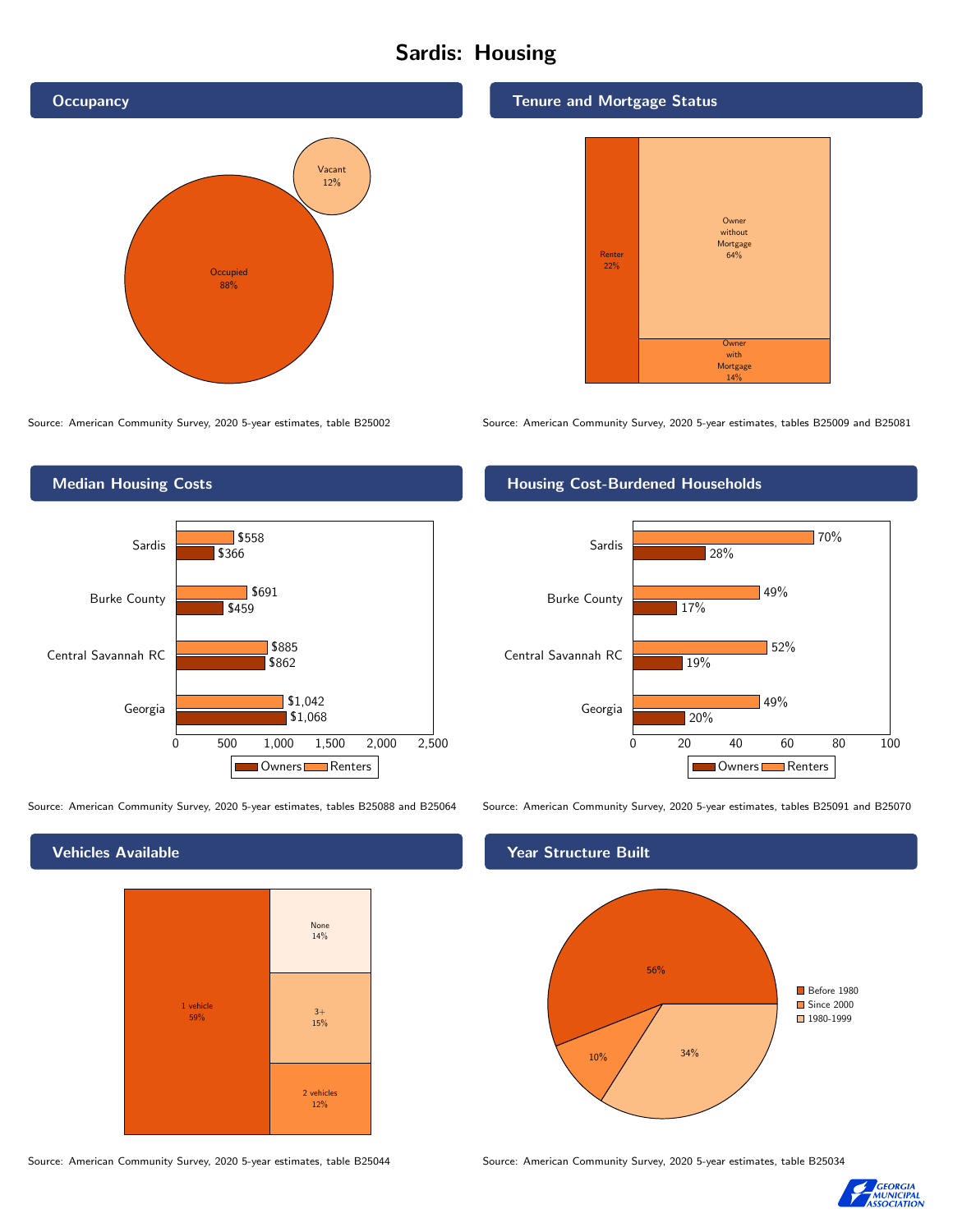# Sardis: Housing

## Occupancy

Vacant
12%

Occupied
88%

Source: American Community Survey, 2020 5-year estimates, table B25002

## Tenure and Mortgage Status

Renter
22%

Owner
without
Mortgage
64%

Owner
with
Mortgage
14%

Source: American Community Survey, 2020 5-year estimates, tables B25009 and B25081

## Median Housing Costs

Sardis
$558
$366

Burke County
$691
$459

Central Savannah RC
$885
$862

Georgia
$1,042
$1,068

0 500 1,000 1,500 2,000 2,500

Owners Renters

Source: American Community Survey, 2020 5-year estimates, tables B25088 and B25064

## Housing Cost-Burdened Households

Sardis
70%
28%

Burke County
49%
17%

Central Savannah RC
52%
19%

Georgia
49%
20%

0 20 40 60 80 100

Owners Renters

Source: American Community Survey, 2020 5-year estimates, tables B25091 and B25070

## Vehicles Available

1 vehicle
59%

None
14%

3+
15%

2 vehicles
12%

Source: American Community Survey, 2020 5-year estimates, table B25044

## Year Structure Built

56%

10%

34%

Before 1980
Since 2000
1980-1999

Source: American Community Survey, 2020 5-year estimates, table B25034

GEORGIA MUNICIPAL ASSOCIATION